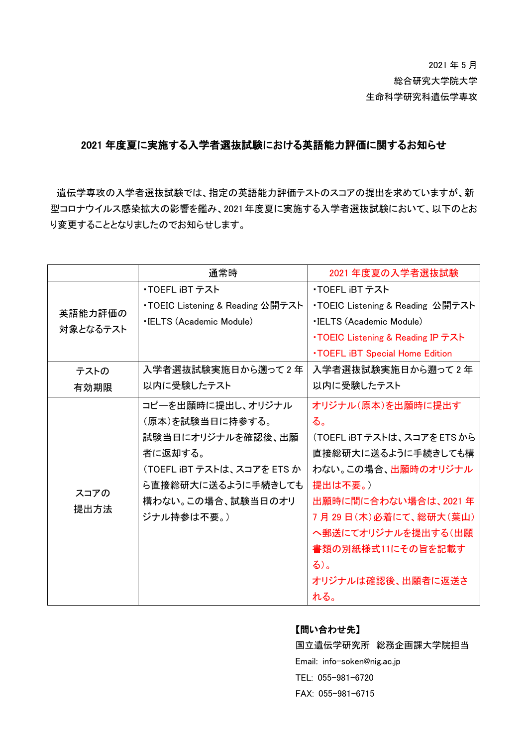2021 年 5 月
総合研究大学院大学
生命科学研究科遺伝学専攻

## 2021 年度夏に実施する入学者選抜試験における英語能力評価に関するお知らせ

遺伝学専攻の入学者選抜試験では、指定の英語能力評価テストのスコアの提出を求めていますが、新型コロナウイルス感染拡大の影響を鑑み、2021 年度夏に実施する入学者選抜試験において、以下のとおり変更することとなりましたのでお知らせします。

| | 通常時 | 2021 年度夏の入学者選抜試験 |
|---|---|---|
| 英語能力評価の対象となるテスト | ・TOEFL iBT テスト<br>・TOEIC Listening & Reading 公開テスト<br>・IELTS (Academic Module) | ・TOEFL iBT テスト<br>・TOEIC Listening & Reading 公開テスト<br>・IELTS (Academic Module)<br>・TOEIC Listening & Reading IP テスト<br>・TOEFL iBT Special Home Edition |
| テストの有効期限 | 入学者選抜試験実施日から遡って 2 年以内に受験したテスト | 入学者選抜試験実施日から遡って 2 年以内に受験したテスト |
| スコアの提出方法 | コピーを出願時に提出し、オリジナル(原本)を試験当日に持参する。<br>試験当日にオリジナルを確認後、出願者に返却する。<br>(TOEFL iBT テストは、スコアを ETS から直接総研大に送るように手続きしても構わない。この場合、試験当日のオリジナル持参は不要。) | オリジナル(原本)を出願時に提出する。<br>(TOEFL iBT テストは、スコアを ETS から直接総研大に送るように手続きしても構わない。この場合、出願時のオリジナル提出は不要。)<br>出願時に間に合わない場合は、2021 年 7 月 29 日(木)必着にて、総研大(葉山)へ郵送にてオリジナルを提出する(出願書類の別紙様式11にその旨を記載する)。<br>オリジナルは確認後、出願者に返送される。 |

**【問い合わせ先】**
国立遺伝学研究所　総務企画課大学院担当
Email: info-soken@nig.ac.jp
TEL: 055-981-6720
FAX: 055-981-6715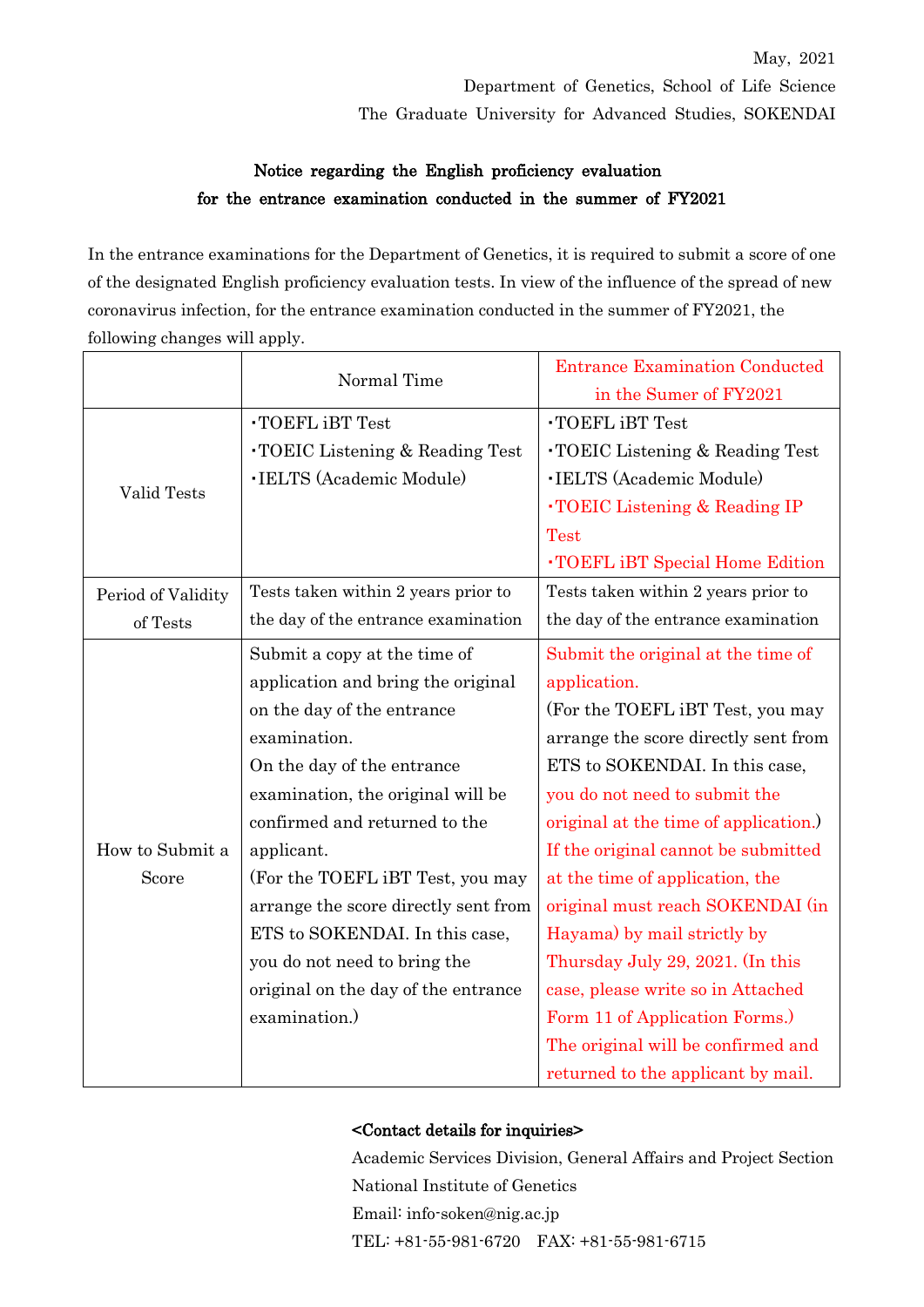May, 2021

Department of Genetics, School of Life Science

The Graduate University for Advanced Studies, SOKENDAI

## Notice regarding the English proficiency evaluation for the entrance examination conducted in the summer of FY2021

In the entrance examinations for the Department of Genetics, it is required to submit a score of one of the designated English proficiency evaluation tests. In view of the influence of the spread of new coronavirus infection, for the entrance examination conducted in the summer of FY2021, the following changes will apply.

| | Normal Time | Entrance Examination Conducted in the Sumer of FY2021 |
|---|---|---|
| Valid Tests | ･TOEFL iBT Test<br>･TOEIC Listening & Reading Test<br>･IELTS (Academic Module) | ･TOEFL iBT Test<br>･TOEIC Listening & Reading Test<br>･IELTS (Academic Module)<br>･TOEIC Listening & Reading IP Test<br>･TOEFL iBT Special Home Edition |
| Period of Validity of Tests | Tests taken within 2 years prior to the day of the entrance examination | Tests taken within 2 years prior to the day of the entrance examination |
| How to Submit a Score | Submit a copy at the time of application and bring the original on the day of the entrance examination.<br>On the day of the entrance examination, the original will be confirmed and returned to the applicant.<br>(For the TOEFL iBT Test, you may arrange the score directly sent from ETS to SOKENDAI. In this case, you do not need to bring the original on the day of the entrance examination.) | Submit the original at the time of application.<br>(For the TOEFL iBT Test, you may arrange the score directly sent from ETS to SOKENDAI. In this case, you do not need to submit the original at the time of application.)<br>If the original cannot be submitted at the time of application, the original must reach SOKENDAI (in Hayama) by mail strictly by Thursday July 29, 2021. (In this case, please write so in Attached Form 11 of Application Forms.)<br>The original will be confirmed and returned to the applicant by mail. |

**<Contact details for inquiries>**

Academic Services Division, General Affairs and Project Section

National Institute of Genetics

Email: info-soken@nig.ac.jp

TEL: +81-55-981-6720　FAX: +81-55-981-6715